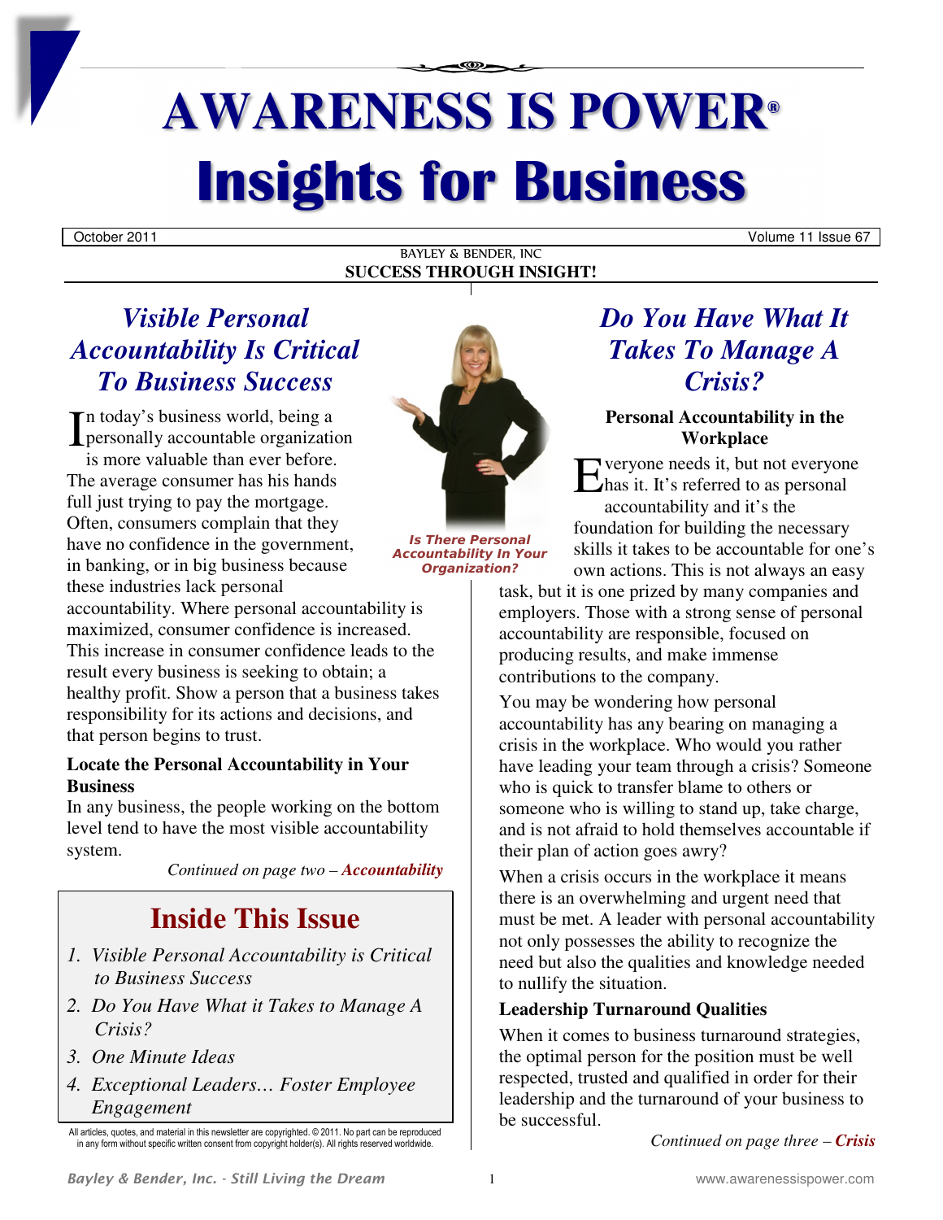# AWARENESS IS POWER®

# Insights for Business

October 2011 — Volume 11 Issue 67

BAYLEY & BENDER, INC

**SUCCESS THROUGH INSIGHT!**

## *Visible Personal Accountability Is Critical To Business Success*

In today's business world, being a personally accountable organization is more valuable than ever before. The average consumer has his hands full just trying to pay the mortgage. Often, consumers complain that they have no confidence in the government, in banking, or in big business because these industries lack personal accountability. Where personal accountability is maximized, consumer confidence is increased. This increase in consumer confidence leads to the result every business is seeking to obtain; a healthy profit. Show a person that a business takes responsibility for its actions and decisions, and that person begins to trust.

**Locate the Personal Accountability in Your Business**

In any business, the people working on the bottom level tend to have the most visible accountability system.

*Continued on page two – **Accountability***

*Is There Personal Accountability In Your Organization?*

## Inside This Issue

1. *Visible Personal Accountability is Critical to Business Success*
2. *Do You Have What it Takes to Manage A Crisis?*
3. *One Minute Ideas*
4. *Exceptional Leaders… Foster Employee Engagement*

All articles, quotes, and material in this newsletter are copyrighted. © 2011. No part can be reproduced in any form without specific written consent from copyright holder(s). All rights reserved worldwide.

## *Do You Have What It Takes To Manage A Crisis?*

### Personal Accountability in the Workplace

Everyone needs it, but not everyone has it. It's referred to as personal accountability and it's the foundation for building the necessary skills it takes to be accountable for one's own actions. This is not always an easy task, but it is one prized by many companies and employers. Those with a strong sense of personal accountability are responsible, focused on producing results, and make immense contributions to the company.

You may be wondering how personal accountability has any bearing on managing a crisis in the workplace. Who would you rather have leading your team through a crisis? Someone who is quick to transfer blame to others or someone who is willing to stand up, take charge, and is not afraid to hold themselves accountable if their plan of action goes awry?

When a crisis occurs in the workplace it means there is an overwhelming and urgent need that must be met. A leader with personal accountability not only possesses the ability to recognize the need but also the qualities and knowledge needed to nullify the situation.

**Leadership Turnaround Qualities**

When it comes to business turnaround strategies, the optimal person for the position must be well respected, trusted and qualified in order for their leadership and the turnaround of your business to be successful.

*Continued on page three – **Crisis***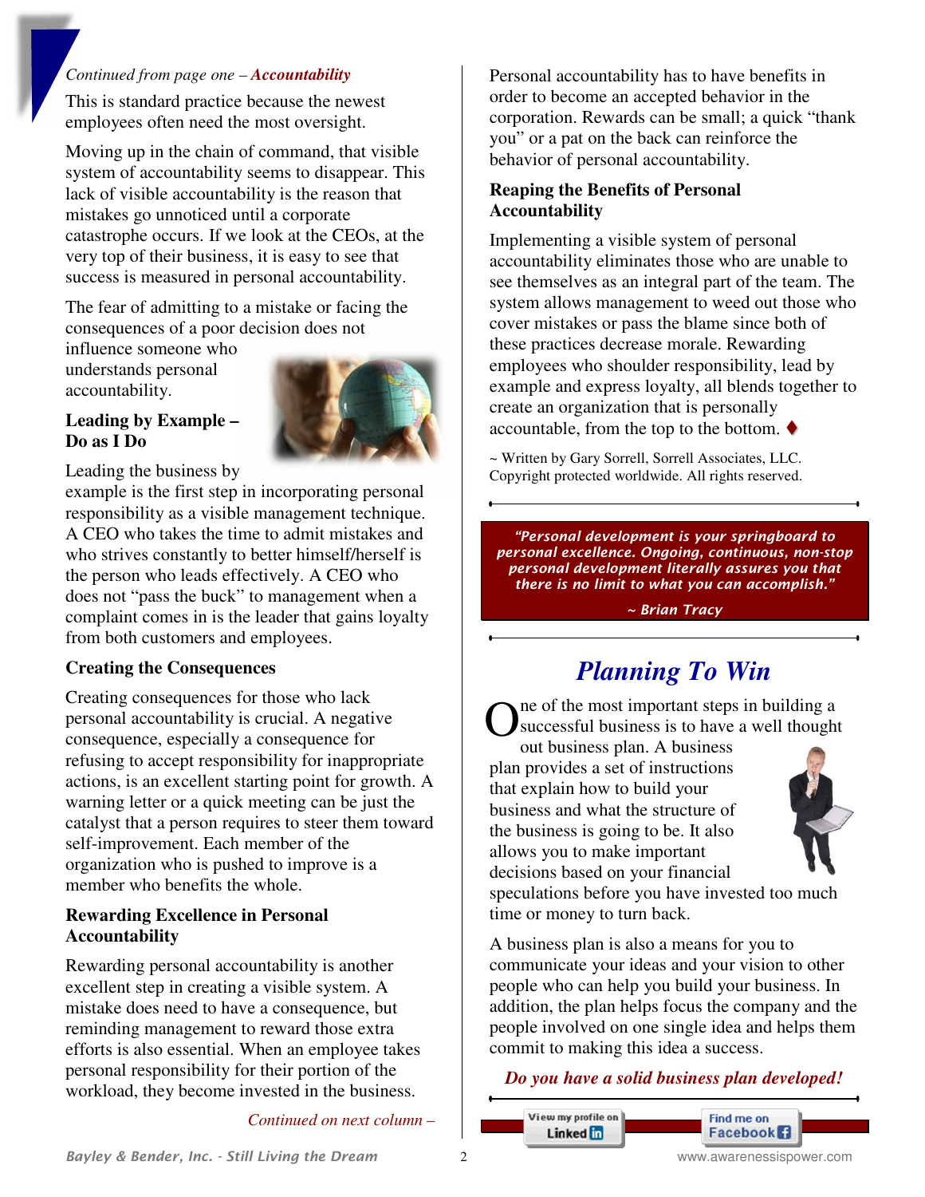*Continued from page one – **Accountability***

This is standard practice because the newest employees often need the most oversight.

Moving up in the chain of command, that visible system of accountability seems to disappear. This lack of visible accountability is the reason that mistakes go unnoticed until a corporate catastrophe occurs. If we look at the CEOs, at the very top of their business, it is easy to see that success is measured in personal accountability.

The fear of admitting to a mistake or facing the consequences of a poor decision does not influence someone who understands personal accountability.

### Leading by Example – Do as I Do

Leading the business by example is the first step in incorporating personal responsibility as a visible management technique. A CEO who takes the time to admit mistakes and who strives constantly to better himself/herself is the person who leads effectively. A CEO who does not "pass the buck" to management when a complaint comes in is the leader that gains loyalty from both customers and employees.

### Creating the Consequences

Creating consequences for those who lack personal accountability is crucial. A negative consequence, especially a consequence for refusing to accept responsibility for inappropriate actions, is an excellent starting point for growth. A warning letter or a quick meeting can be just the catalyst that a person requires to steer them toward self-improvement. Each member of the organization who is pushed to improve is a member who benefits the whole.

### Rewarding Excellence in Personal Accountability

Rewarding personal accountability is another excellent step in creating a visible system. A mistake does need to have a consequence, but reminding management to reward those extra efforts is also essential. When an employee takes personal responsibility for their portion of the workload, they become invested in the business.

*Continued on next column –*

Personal accountability has to have benefits in order to become an accepted behavior in the corporation. Rewards can be small; a quick "thank you" or a pat on the back can reinforce the behavior of personal accountability.

### Reaping the Benefits of Personal Accountability

Implementing a visible system of personal accountability eliminates those who are unable to see themselves as an integral part of the team. The system allows management to weed out those who cover mistakes or pass the blame since both of these practices decrease morale. Rewarding employees who shoulder responsibility, lead by example and express loyalty, all blends together to create an organization that is personally accountable, from the top to the bottom. ♦

~ Written by Gary Sorrell, Sorrell Associates, LLC. Copyright protected worldwide. All rights reserved.

> ***"Personal development is your springboard to personal excellence. Ongoing, continuous, non-stop personal development literally assures you that there is no limit to what you can accomplish."***
>
> ***~ Brian Tracy***

## *Planning To Win*

One of the most important steps in building a successful business is to have a well thought out business plan. A business plan provides a set of instructions that explain how to build your business and what the structure of the business is going to be. It also allows you to make important decisions based on your financial speculations before you have invested too much time or money to turn back.

A business plan is also a means for you to communicate your ideas and your vision to other people who can help you build your business. In addition, the plan helps focus the company and the people involved on one single idea and helps them commit to making this idea a success.

***Do you have a solid business plan developed!***

View my profile on LinkedIn | Find me on Facebook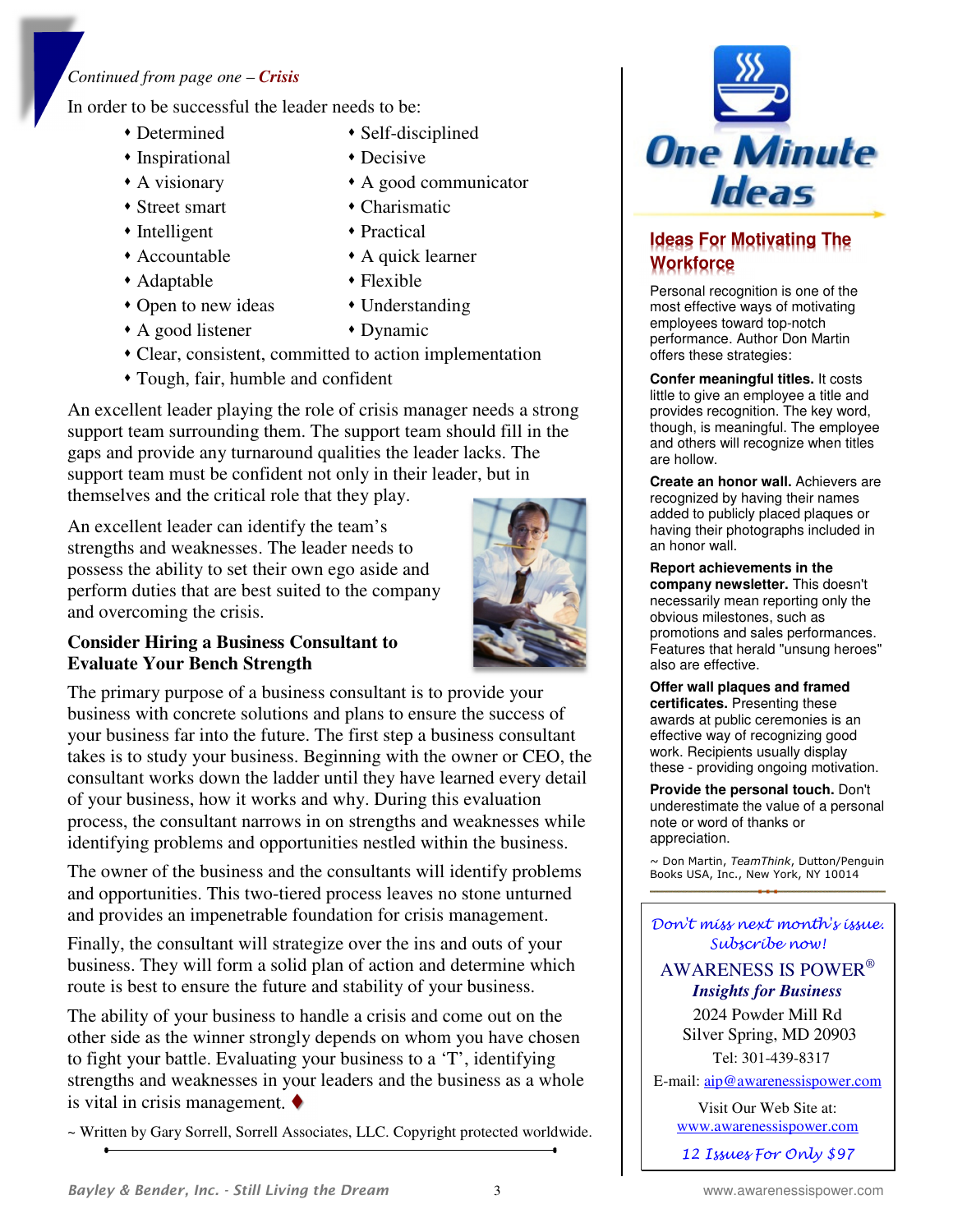*Continued from page one –* ***Crisis***

In order to be successful the leader needs to be:

- Determined
- Inspirational
- A visionary
- Street smart
- Intelligent
- Accountable
- Adaptable
- Open to new ideas
- A good listener
- Self-disciplined
- Decisive
- A good communicator
- Charismatic
- Practical
- A quick learner
- Flexible
- Understanding
- Dynamic
- Clear, consistent, committed to action implementation
- Tough, fair, humble and confident

An excellent leader playing the role of crisis manager needs a strong support team surrounding them. The support team should fill in the gaps and provide any turnaround qualities the leader lacks. The support team must be confident not only in their leader, but in themselves and the critical role that they play.

An excellent leader can identify the team's strengths and weaknesses. The leader needs to possess the ability to set their own ego aside and perform duties that are best suited to the company and overcoming the crisis.

### Consider Hiring a Business Consultant to Evaluate Your Bench Strength

The primary purpose of a business consultant is to provide your business with concrete solutions and plans to ensure the success of your business far into the future. The first step a business consultant takes is to study your business. Beginning with the owner or CEO, the consultant works down the ladder until they have learned every detail of your business, how it works and why. During this evaluation process, the consultant narrows in on strengths and weaknesses while identifying problems and opportunities nestled within the business.

The owner of the business and the consultants will identify problems and opportunities. This two-tiered process leaves no stone unturned and provides an impenetrable foundation for crisis management.

Finally, the consultant will strategize over the ins and outs of your business. They will form a solid plan of action and determine which route is best to ensure the future and stability of your business.

The ability of your business to handle a crisis and come out on the other side as the winner strongly depends on whom you have chosen to fight your battle. Evaluating your business to a 'T', identifying strengths and weaknesses in your leaders and the business as a whole is vital in crisis management. ♦

~ Written by Gary Sorrell, Sorrell Associates, LLC. Copyright protected worldwide.

## One Minute Ideas

### Ideas For Motivating The Workforce

Personal recognition is one of the most effective ways of motivating employees toward top-notch performance. Author Don Martin offers these strategies:

**Confer meaningful titles.** It costs little to give an employee a title and provides recognition. The key word, though, is meaningful. The employee and others will recognize when titles are hollow.

**Create an honor wall.** Achievers are recognized by having their names added to publicly placed plaques or having their photographs included in an honor wall.

**Report achievements in the company newsletter.** This doesn't necessarily mean reporting only the obvious milestones, such as promotions and sales performances. Features that herald "unsung heroes" also are effective.

**Offer wall plaques and framed certificates.** Presenting these awards at public ceremonies is an effective way of recognizing good work. Recipients usually display these - providing ongoing motivation.

**Provide the personal touch.** Don't underestimate the value of a personal note or word of thanks or appreciation.

~ Don Martin, *TeamThink*, Dutton/Penguin Books USA, Inc., New York, NY 10014

*Don't miss next month's issue. Subscribe now!*

AWARENESS IS POWER®
***Insights for Business***
2024 Powder Mill Rd
Silver Spring, MD 20903
Tel: 301-439-8317
E-mail: aip@awarenessispower.com
Visit Our Web Site at:
www.awarenessispower.com

*12 Issues For Only $97*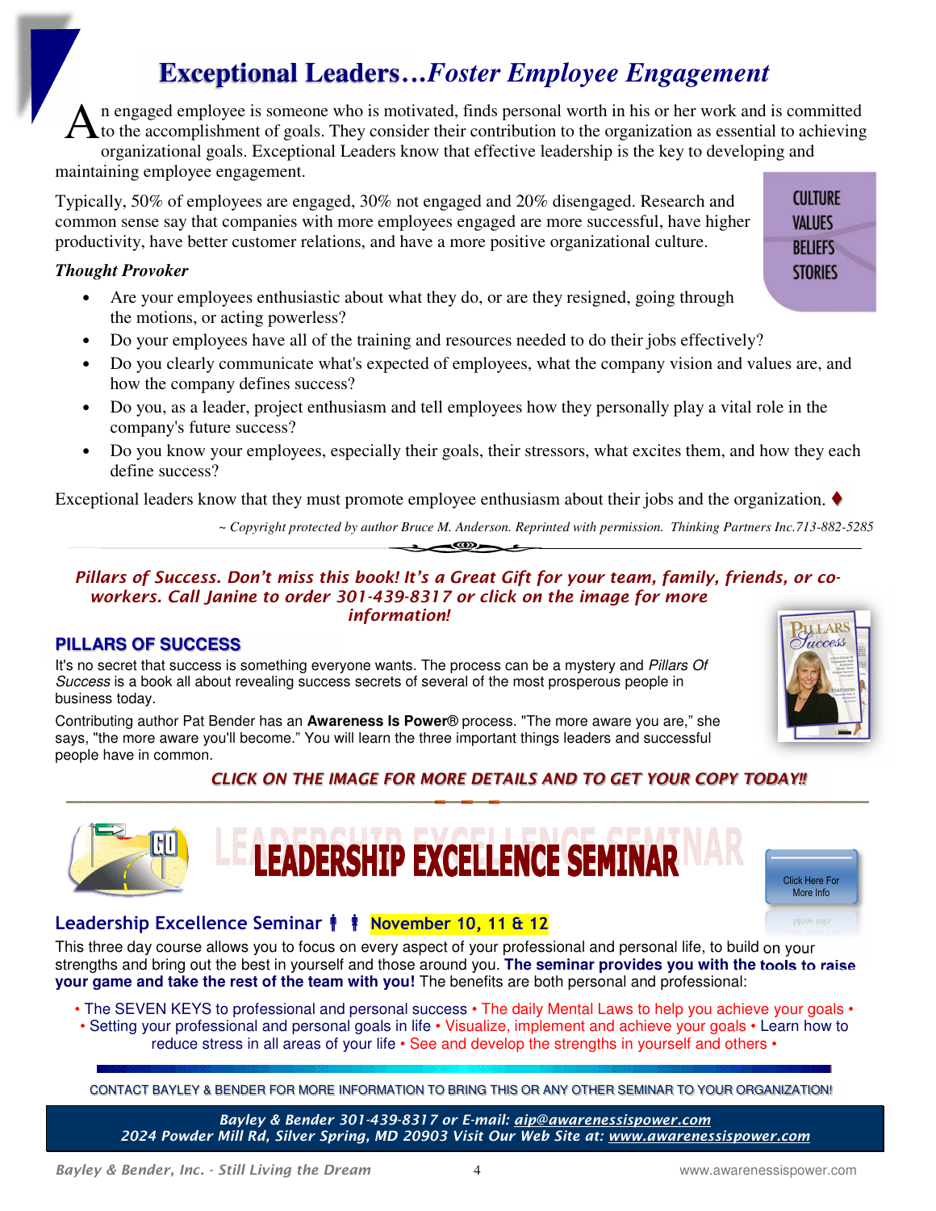# **Exceptional Leaders**…*Foster Employee Engagement*

An engaged employee is someone who is motivated, finds personal worth in his or her work and is committed to the accomplishment of goals. They consider their contribution to the organization as essential to achieving organizational goals. Exceptional Leaders know that effective leadership is the key to developing and maintaining employee engagement.

CULTURE
VALUES
BELIEFS
STORIES

Typically, 50% of employees are engaged, 30% not engaged and 20% disengaged. Research and common sense say that companies with more employees engaged are more successful, have higher productivity, have better customer relations, and have a more positive organizational culture.

***Thought Provoker***

- Are your employees enthusiastic about what they do, or are they resigned, going through the motions, or acting powerless?
- Do your employees have all of the training and resources needed to do their jobs effectively?
- Do you clearly communicate what's expected of employees, what the company vision and values are, and how the company defines success?
- Do you, as a leader, project enthusiasm and tell employees how they personally play a vital role in the company's future success?
- Do you know your employees, especially their goals, their stressors, what excites them, and how they each define success?

Exceptional leaders know that they must promote employee enthusiasm about their jobs and the organization. ♦

*~ Copyright protected by author Bruce M. Anderson. Reprinted with permission. Thinking Partners Inc.713-882-5285*

***Pillars of Success. Don't miss this book! It's a Great Gift for your team, family, friends, or co-workers. Call Janine to order 301-439-8317 or click on the image for more information!***

## PILLARS OF SUCCESS

It's no secret that success is something everyone wants. The process can be a mystery and *Pillars Of Success* is a book all about revealing success secrets of several of the most prosperous people in business today.

Contributing author Pat Bender has an **Awareness Is Power®** process. "The more aware you are," she says, "the more aware you'll become." You will learn the three important things leaders and successful people have in common.

***CLICK ON THE IMAGE FOR MORE DETAILS AND TO GET YOUR COPY TODAY!!***

# LEADERSHIP EXCELLENCE SEMINAR

Click Here For More Info

## Leadership Excellence Seminar November 10, 11 & 12

This three day course allows you to focus on every aspect of your professional and personal life, to build on your strengths and bring out the best in yourself and those around you. **The seminar provides you with the tools to raise your game and take the rest of the team with you!** The benefits are both personal and professional:

• The SEVEN KEYS to professional and personal success • The daily Mental Laws to help you achieve your goals • • Setting your professional and personal goals in life • Visualize, implement and achieve your goals • Learn how to reduce stress in all areas of your life • See and develop the strengths in yourself and others •

CONTACT BAYLEY & BENDER FOR MORE INFORMATION TO BRING THIS OR ANY OTHER SEMINAR TO YOUR ORGANIZATION!

***Bayley & Bender 301-439-8317 or E-mail: aip@awarenessispower.com***
***2024 Powder Mill Rd, Silver Spring, MD 20903 Visit Our Web Site at: www.awarenessispower.com***